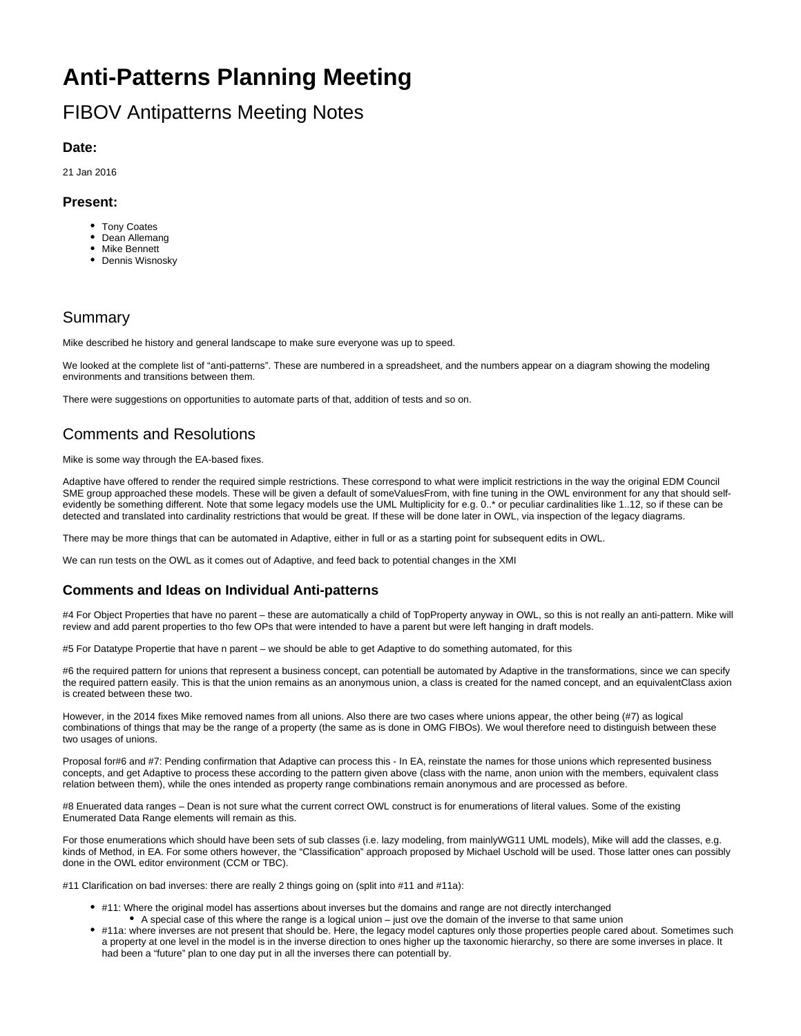# Anti-Patterns Planning Meeting

## FIBOV Antipatterns Meeting Notes

### Date:

21 Jan 2016

### Present:

- Tony Coates
- Dean Allemang
- Mike Bennett
- Dennis Wisnosky

## Summary

Mike described he history and general landscape to make sure everyone was up to speed.

We looked at the complete list of "anti-patterns". These are numbered in a spreadsheet, and the numbers appear on a diagram showing the modeling environments and transitions between them.

There were suggestions on opportunities to automate parts of that, addition of tests and so on.

## Comments and Resolutions

Mike is some way through the EA-based fixes.

Adaptive have offered to render the required simple restrictions. These correspond to what were implicit restrictions in the way the original EDM Council SME group approached these models. These will be given a default of someValuesFrom, with fine tuning in the OWL environment for any that should self-evidently be something different. Note that some legacy models use the UML Multiplicity for e.g. 0..* or peculiar cardinalities like 1..12, so if these can be detected and translated into cardinality restrictions that would be great. If these will be done later in OWL, via inspection of the legacy diagrams.

There may be more things that can be automated in Adaptive, either in full or as a starting point for subsequent edits in OWL.

We can run tests on the OWL as it comes out of Adaptive, and feed back to potential changes in the XMI

### Comments and Ideas on Individual Anti-patterns

#4 For Object Properties that have no parent – these are automatically a child of TopProperty anyway in OWL, so this is not really an anti-pattern. Mike will review and add parent properties to tho few OPs that were intended to have a parent but were left hanging in draft models.

#5 For Datatype Propertie that have n parent – we should be able to get Adaptive to do something automated, for this

#6 the required pattern for unions that represent a business concept, can potentiall be automated by Adaptive in the transformations, since we can specify the required pattern easily. This is that the union remains as an anonymous union, a class is created for the named concept, and an equivalentClass axion is created between these two.

However, in the 2014 fixes Mike removed names from all unions. Also there are two cases where unions appear, the other being (#7) as logical combinations of things that may be the range of a property (the same as is done in OMG FIBOs). We woul therefore need to distinguish between these two usages of unions.

Proposal for#6 and #7: Pending confirmation that Adaptive can process this - In EA, reinstate the names for those unions which represented business concepts, and get Adaptive to process these according to the pattern given above (class with the name, anon union with the members, equivalent class relation between them), while the ones intended as property range combinations remain anonymous and are processed as before.

#8 Enuerated data ranges – Dean is not sure what the current correct OWL construct is for enumerations of literal values. Some of the existing Enumerated Data Range elements will remain as this.

For those enumerations which should have been sets of sub classes (i.e. lazy modeling, from mainlyWG11 UML models), Mike will add the classes, e.g. kinds of Method, in EA. For some others however, the "Classification" approach proposed by Michael Uschold will be used. Those latter ones can possibly done in the OWL editor environment (CCM or TBC).

#11 Clarification on bad inverses: there are really 2 things going on (split into #11 and #11a):

- #11: Where the original model has assertions about inverses but the domains and range are not directly interchanged
    - A special case of this where the range is a logical union – just ove the domain of the inverse to that same union
- #11a: where inverses are not present that should be. Here, the legacy model captures only those properties people cared about. Sometimes such a property at one level in the model is in the inverse direction to ones higher up the taxonomic hierarchy, so there are some inverses in place. It had been a "future" plan to one day put in all the inverses there can potentiall by.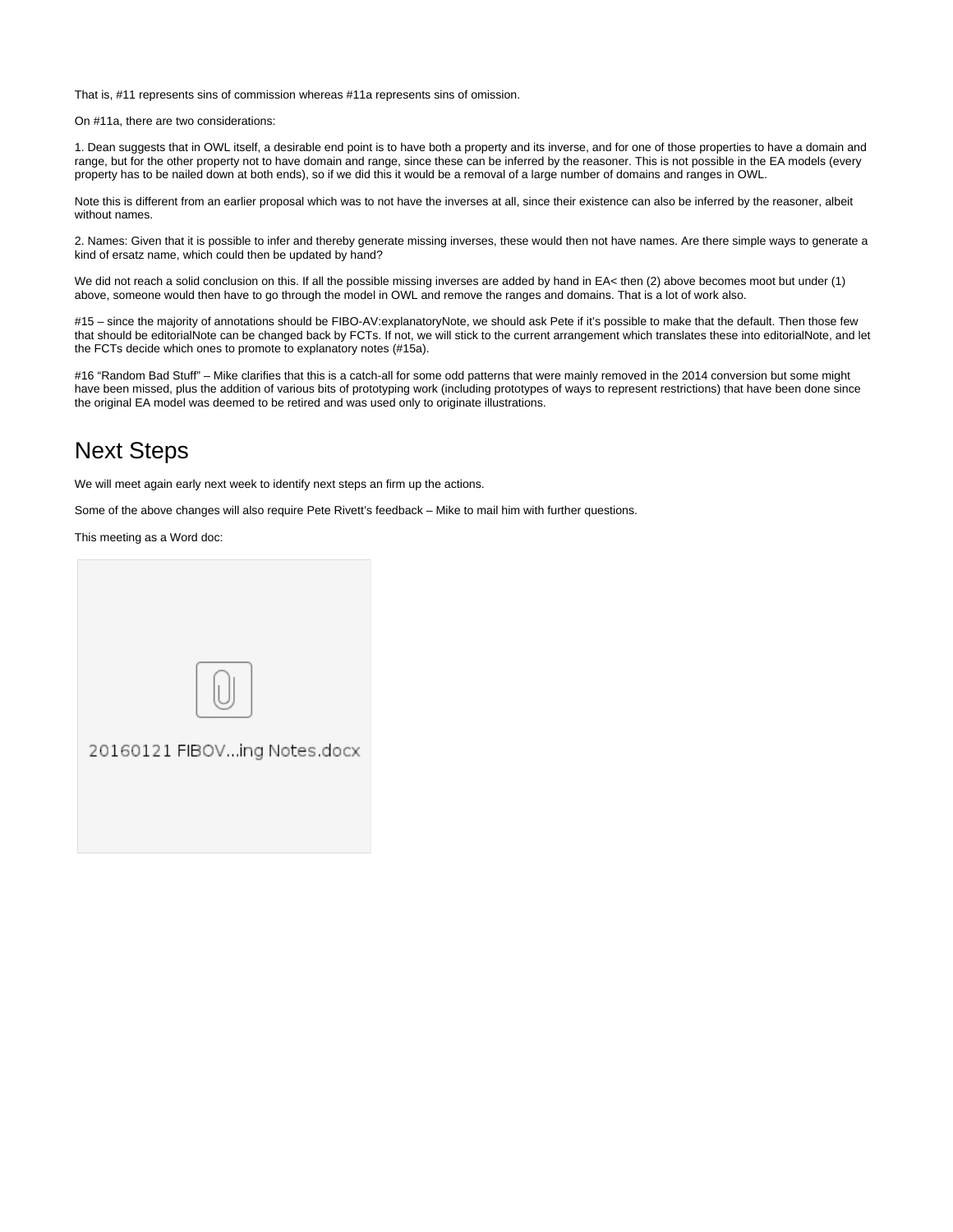That is, #11 represents sins of commission whereas #11a represents sins of omission.

On #11a, there are two considerations:

1. Dean suggests that in OWL itself, a desirable end point is to have both a property and its inverse, and for one of those properties to have a domain and range, but for the other property not to have domain and range, since these can be inferred by the reasoner. This is not possible in the EA models (every property has to be nailed down at both ends), so if we did this it would be a removal of a large number of domains and ranges in OWL.

Note this is different from an earlier proposal which was to not have the inverses at all, since their existence can also be inferred by the reasoner, albeit without names.

2. Names: Given that it is possible to infer and thereby generate missing inverses, these would then not have names. Are there simple ways to generate a kind of ersatz name, which could then be updated by hand?

We did not reach a solid conclusion on this. If all the possible missing inverses are added by hand in EA< then (2) above becomes moot but under (1) above, someone would then have to go through the model in OWL and remove the ranges and domains. That is a lot of work also.

#15 – since the majority of annotations should be FIBO-AV:explanatoryNote, we should ask Pete if it's possible to make that the default. Then those few that should be editorialNote can be changed back by FCTs. If not, we will stick to the current arrangement which translates these into editorialNote, and let the FCTs decide which ones to promote to explanatory notes (#15a).

#16 "Random Bad Stuff" – Mike clarifies that this is a catch-all for some odd patterns that were mainly removed in the 2014 conversion but some might have been missed, plus the addition of various bits of prototyping work (including prototypes of ways to represent restrictions) that have been done since the original EA model was deemed to be retired and was used only to originate illustrations.

## Next Steps

We will meet again early next week to identify next steps an firm up the actions.

Some of the above changes will also require Pete Rivett's feedback – Mike to mail him with further questions.

This meeting as a Word doc:

20160121 FIBOV...ing Notes.docx